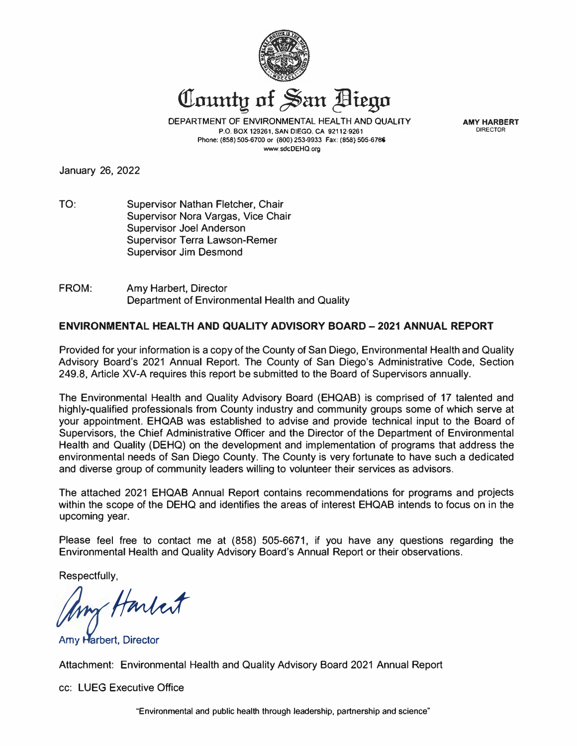# County of San Diego

DEPARTMENT OF ENVIRONMENTAL HEALTH AND QUALITY
P.O. BOX 129261, SAN DIEGO, CA 92112-9261
Phone: (858) 505-6700 or (800) 253-9933 Fax: (858) 505-6786
www.sdcDEHQ.org

**AMY HARBERT**
DIRECTOR

January 26, 2022

TO: Supervisor Nathan Fletcher, Chair
Supervisor Nora Vargas, Vice Chair
Supervisor Joel Anderson
Supervisor Terra Lawson-Remer
Supervisor Jim Desmond

FROM: Amy Harbert, Director
Department of Environmental Health and Quality

**ENVIRONMENTAL HEALTH AND QUALITY ADVISORY BOARD – 2021 ANNUAL REPORT**

Provided for your information is a copy of the County of San Diego, Environmental Health and Quality Advisory Board's 2021 Annual Report. The County of San Diego's Administrative Code, Section 249.8, Article XV-A requires this report be submitted to the Board of Supervisors annually.

The Environmental Health and Quality Advisory Board (EHQAB) is comprised of 17 talented and highly-qualified professionals from County industry and community groups some of which serve at your appointment. EHQAB was established to advise and provide technical input to the Board of Supervisors, the Chief Administrative Officer and the Director of the Department of Environmental Health and Quality (DEHQ) on the development and implementation of programs that address the environmental needs of San Diego County. The County is very fortunate to have such a dedicated and diverse group of community leaders willing to volunteer their services as advisors.

The attached 2021 EHQAB Annual Report contains recommendations for programs and projects within the scope of the DEHQ and identifies the areas of interest EHQAB intends to focus on in the upcoming year.

Please feel free to contact me at (858) 505-6671, if you have any questions regarding the Environmental Health and Quality Advisory Board's Annual Report or their observations.

Respectfully,

Amy Harbert, Director

Attachment: Environmental Health and Quality Advisory Board 2021 Annual Report

cc: LUEG Executive Office

"Environmental and public health through leadership, partnership and science"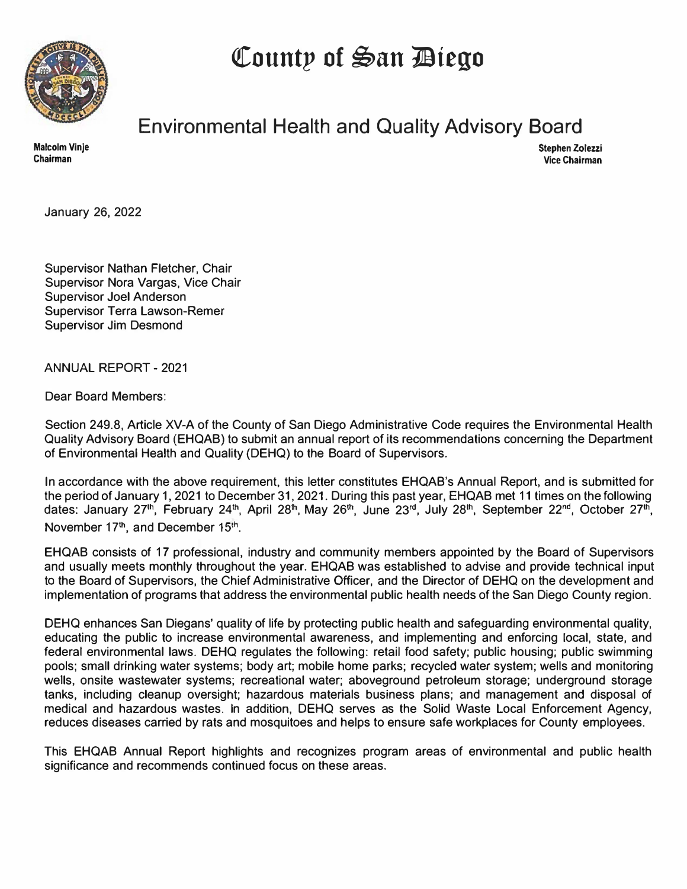# County of San Diego

## Environmental Health and Quality Advisory Board

**Malcolm Vinje**
**Chairman**

**Stephen Zolezzi**
**Vice Chairman**

January 26, 2022

Supervisor Nathan Fletcher, Chair
Supervisor Nora Vargas, Vice Chair
Supervisor Joel Anderson
Supervisor Terra Lawson-Remer
Supervisor Jim Desmond

ANNUAL REPORT - 2021

Dear Board Members:

Section 249.8, Article XV-A of the County of San Diego Administrative Code requires the Environmental Health Quality Advisory Board (EHQAB) to submit an annual report of its recommendations concerning the Department of Environmental Health and Quality (DEHQ) to the Board of Supervisors.

In accordance with the above requirement, this letter constitutes EHQAB's Annual Report, and is submitted for the period of January 1, 2021 to December 31, 2021. During this past year, EHQAB met 11 times on the following dates: January 27th, February 24th, April 28th, May 26th, June 23rd, July 28th, September 22nd, October 27th, November 17th, and December 15th.

EHQAB consists of 17 professional, industry and community members appointed by the Board of Supervisors and usually meets monthly throughout the year. EHQAB was established to advise and provide technical input to the Board of Supervisors, the Chief Administrative Officer, and the Director of DEHQ on the development and implementation of programs that address the environmental public health needs of the San Diego County region.

DEHQ enhances San Diegans' quality of life by protecting public health and safeguarding environmental quality, educating the public to increase environmental awareness, and implementing and enforcing local, state, and federal environmental laws. DEHQ regulates the following: retail food safety; public housing; public swimming pools; small drinking water systems; body art; mobile home parks; recycled water system; wells and monitoring wells, onsite wastewater systems; recreational water; aboveground petroleum storage; underground storage tanks, including cleanup oversight; hazardous materials business plans; and management and disposal of medical and hazardous wastes. In addition, DEHQ serves as the Solid Waste Local Enforcement Agency, reduces diseases carried by rats and mosquitoes and helps to ensure safe workplaces for County employees.

This EHQAB Annual Report highlights and recognizes program areas of environmental and public health significance and recommends continued focus on these areas.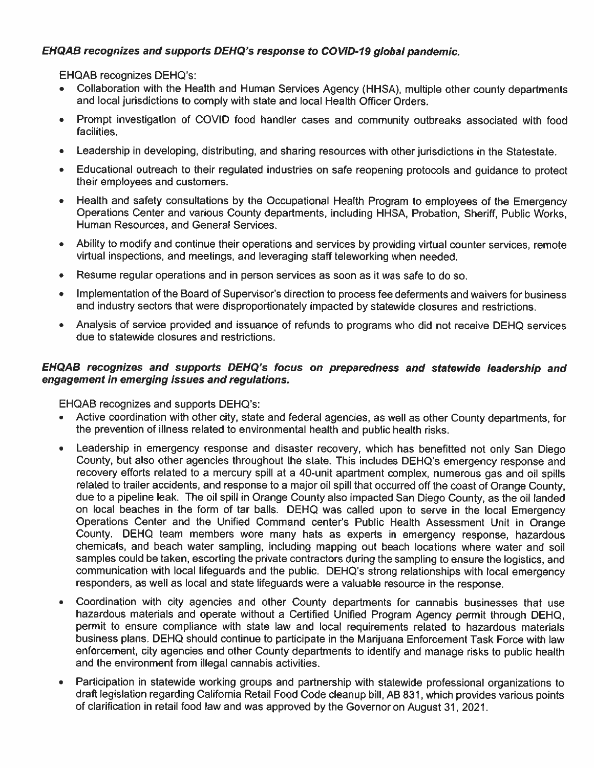***EHQAB recognizes and supports DEHQ's response to COVID-19 global pandemic.***

EHQAB recognizes DEHQ's:

- Collaboration with the Health and Human Services Agency (HHSA), multiple other county departments and local jurisdictions to comply with state and local Health Officer Orders.
- Prompt investigation of COVID food handler cases and community outbreaks associated with food facilities.
- Leadership in developing, distributing, and sharing resources with other jurisdictions in the Statestate.
- Educational outreach to their regulated industries on safe reopening protocols and guidance to protect their employees and customers.
- Health and safety consultations by the Occupational Health Program to employees of the Emergency Operations Center and various County departments, including HHSA, Probation, Sheriff, Public Works, Human Resources, and General Services.
- Ability to modify and continue their operations and services by providing virtual counter services, remote virtual inspections, and meetings, and leveraging staff teleworking when needed.
- Resume regular operations and in person services as soon as it was safe to do so.
- Implementation of the Board of Supervisor's direction to process fee deferments and waivers for business and industry sectors that were disproportionately impacted by statewide closures and restrictions.
- Analysis of service provided and issuance of refunds to programs who did not receive DEHQ services due to statewide closures and restrictions.

***EHQAB recognizes and supports DEHQ's focus on preparedness and statewide leadership and engagement in emerging issues and regulations.***

EHQAB recognizes and supports DEHQ's:

- Active coordination with other city, state and federal agencies, as well as other County departments, for the prevention of illness related to environmental health and public health risks.
- Leadership in emergency response and disaster recovery, which has benefitted not only San Diego County, but also other agencies throughout the state. This includes DEHQ's emergency response and recovery efforts related to a mercury spill at a 40-unit apartment complex, numerous gas and oil spills related to trailer accidents, and response to a major oil spill that occurred off the coast of Orange County, due to a pipeline leak. The oil spill in Orange County also impacted San Diego County, as the oil landed on local beaches in the form of tar balls. DEHQ was called upon to serve in the local Emergency Operations Center and the Unified Command center's Public Health Assessment Unit in Orange County. DEHQ team members wore many hats as experts in emergency response, hazardous chemicals, and beach water sampling, including mapping out beach locations where water and soil samples could be taken, escorting the private contractors during the sampling to ensure the logistics, and communication with local lifeguards and the public. DEHQ's strong relationships with local emergency responders, as well as local and state lifeguards were a valuable resource in the response.
- Coordination with city agencies and other County departments for cannabis businesses that use hazardous materials and operate without a Certified Unified Program Agency permit through DEHQ, permit to ensure compliance with state law and local requirements related to hazardous materials business plans. DEHQ should continue to participate in the Marijuana Enforcement Task Force with law enforcement, city agencies and other County departments to identify and manage risks to public health and the environment from illegal cannabis activities.
- Participation in statewide working groups and partnership with statewide professional organizations to draft legislation regarding California Retail Food Code cleanup bill, AB 831, which provides various points of clarification in retail food law and was approved by the Governor on August 31, 2021.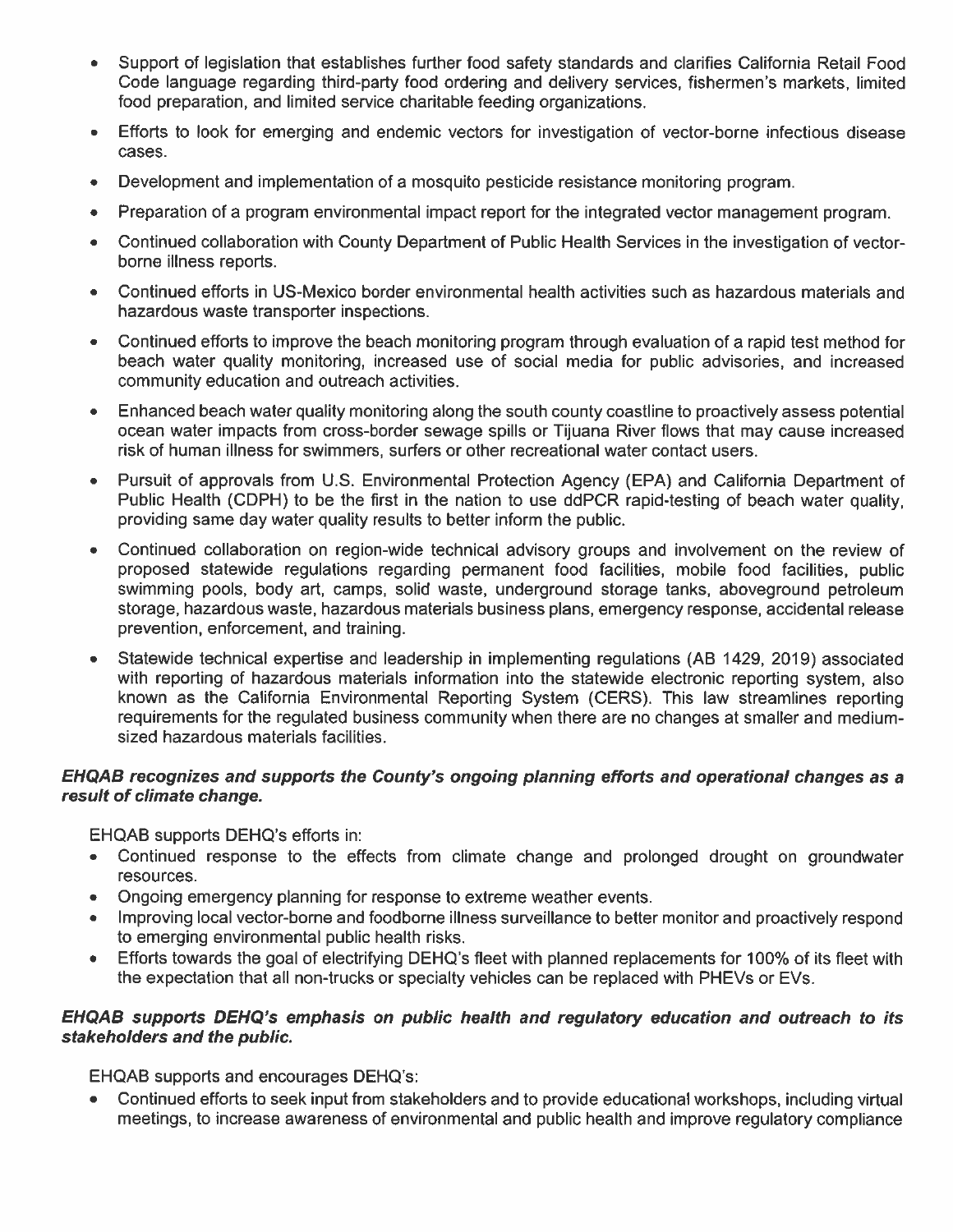- Support of legislation that establishes further food safety standards and clarifies California Retail Food Code language regarding third-party food ordering and delivery services, fishermen's markets, limited food preparation, and limited service charitable feeding organizations.
- Efforts to look for emerging and endemic vectors for investigation of vector-borne infectious disease cases.
- Development and implementation of a mosquito pesticide resistance monitoring program.
- Preparation of a program environmental impact report for the integrated vector management program.
- Continued collaboration with County Department of Public Health Services in the investigation of vector-borne illness reports.
- Continued efforts in US-Mexico border environmental health activities such as hazardous materials and hazardous waste transporter inspections.
- Continued efforts to improve the beach monitoring program through evaluation of a rapid test method for beach water quality monitoring, increased use of social media for public advisories, and increased community education and outreach activities.
- Enhanced beach water quality monitoring along the south county coastline to proactively assess potential ocean water impacts from cross-border sewage spills or Tijuana River flows that may cause increased risk of human illness for swimmers, surfers or other recreational water contact users.
- Pursuit of approvals from U.S. Environmental Protection Agency (EPA) and California Department of Public Health (CDPH) to be the first in the nation to use ddPCR rapid-testing of beach water quality, providing same day water quality results to better inform the public.
- Continued collaboration on region-wide technical advisory groups and involvement on the review of proposed statewide regulations regarding permanent food facilities, mobile food facilities, public swimming pools, body art, camps, solid waste, underground storage tanks, aboveground petroleum storage, hazardous waste, hazardous materials business plans, emergency response, accidental release prevention, enforcement, and training.
- Statewide technical expertise and leadership in implementing regulations (AB 1429, 2019) associated with reporting of hazardous materials information into the statewide electronic reporting system, also known as the California Environmental Reporting System (CERS). This law streamlines reporting requirements for the regulated business community when there are no changes at smaller and medium-sized hazardous materials facilities.

***EHQAB recognizes and supports the County's ongoing planning efforts and operational changes as a result of climate change.***

EHQAB supports DEHQ's efforts in:

- Continued response to the effects from climate change and prolonged drought on groundwater resources.
- Ongoing emergency planning for response to extreme weather events.
- Improving local vector-borne and foodborne illness surveillance to better monitor and proactively respond to emerging environmental public health risks.
- Efforts towards the goal of electrifying DEHQ's fleet with planned replacements for 100% of its fleet with the expectation that all non-trucks or specialty vehicles can be replaced with PHEVs or EVs.

***EHQAB supports DEHQ's emphasis on public health and regulatory education and outreach to its stakeholders and the public.***

EHQAB supports and encourages DEHQ's:

- Continued efforts to seek input from stakeholders and to provide educational workshops, including virtual meetings, to increase awareness of environmental and public health and improve regulatory compliance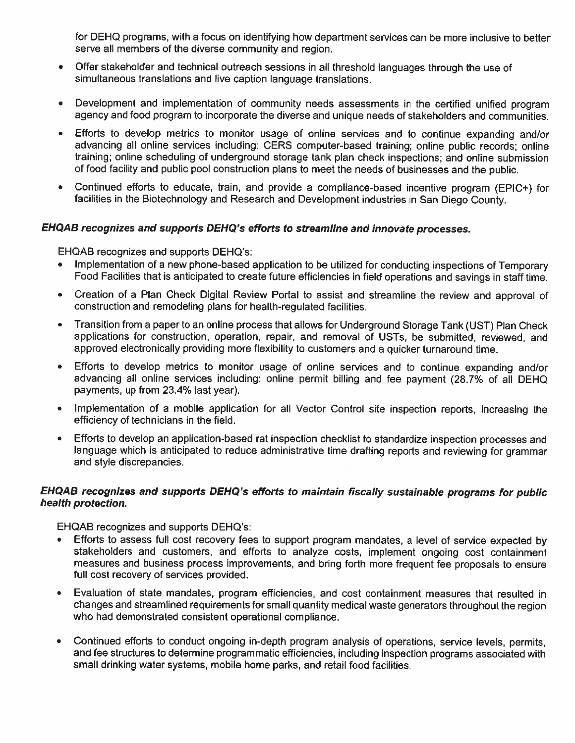for DEHQ programs, with a focus on identifying how department services can be more inclusive to better serve all members of the diverse community and region.

- Offer stakeholder and technical outreach sessions in all threshold languages through the use of simultaneous translations and live caption language translations.
- Development and implementation of community needs assessments in the certified unified program agency and food program to incorporate the diverse and unique needs of stakeholders and communities.
- Efforts to develop metrics to monitor usage of online services and to continue expanding and/or advancing all online services including: CERS computer-based training; online public records; online training; online scheduling of underground storage tank plan check inspections; and online submission of food facility and public pool construction plans to meet the needs of businesses and the public.
- Continued efforts to educate, train, and provide a compliance-based incentive program (EPIC+) for facilities in the Biotechnology and Research and Development industries in San Diego County.

***EHQAB recognizes and supports DEHQ's efforts to streamline and innovate processes.***

EHQAB recognizes and supports DEHQ's:

- Implementation of a new phone-based application to be utilized for conducting inspections of Temporary Food Facilities that is anticipated to create future efficiencies in field operations and savings in staff time.
- Creation of a Plan Check Digital Review Portal to assist and streamline the review and approval of construction and remodeling plans for health-regulated facilities.
- Transition from a paper to an online process that allows for Underground Storage Tank (UST) Plan Check applications for construction, operation, repair, and removal of USTs, be submitted, reviewed, and approved electronically providing more flexibility to customers and a quicker turnaround time.
- Efforts to develop metrics to monitor usage of online services and to continue expanding and/or advancing all online services including: online permit billing and fee payment (28.7% of all DEHQ payments, up from 23.4% last year).
- Implementation of a mobile application for all Vector Control site inspection reports, increasing the efficiency of technicians in the field.
- Efforts to develop an application-based rat inspection checklist to standardize inspection processes and language which is anticipated to reduce administrative time drafting reports and reviewing for grammar and style discrepancies.

***EHQAB recognizes and supports DEHQ's efforts to maintain fiscally sustainable programs for public health protection.***

EHQAB recognizes and supports DEHQ's:

- Efforts to assess full cost recovery fees to support program mandates, a level of service expected by stakeholders and customers, and efforts to analyze costs, implement ongoing cost containment measures and business process improvements, and bring forth more frequent fee proposals to ensure full cost recovery of services provided.
- Evaluation of state mandates, program efficiencies, and cost containment measures that resulted in changes and streamlined requirements for small quantity medical waste generators throughout the region who had demonstrated consistent operational compliance.
- Continued efforts to conduct ongoing in-depth program analysis of operations, service levels, permits, and fee structures to determine programmatic efficiencies, including inspection programs associated with small drinking water systems, mobile home parks, and retail food facilities.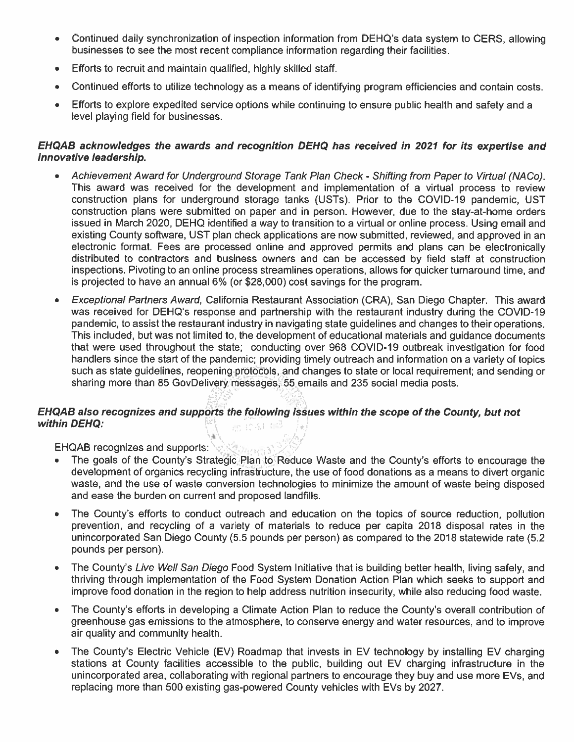- Continued daily synchronization of inspection information from DEHQ's data system to CERS, allowing businesses to see the most recent compliance information regarding their facilities.
- Efforts to recruit and maintain qualified, highly skilled staff.
- Continued efforts to utilize technology as a means of identifying program efficiencies and contain costs.
- Efforts to explore expedited service options while continuing to ensure public health and safety and a level playing field for businesses.

***EHQAB acknowledges the awards and recognition DEHQ has received in 2021 for its expertise and innovative leadership.***

- *Achievement Award for Underground Storage Tank Plan Check - Shifting from Paper to Virtual (NACo).* This award was received for the development and implementation of a virtual process to review construction plans for underground storage tanks (USTs). Prior to the COVID-19 pandemic, UST construction plans were submitted on paper and in person. However, due to the stay-at-home orders issued in March 2020, DEHQ identified a way to transition to a virtual or online process. Using email and existing County software, UST plan check applications are now submitted, reviewed, and approved in an electronic format. Fees are processed online and approved permits and plans can be electronically distributed to contractors and business owners and can be accessed by field staff at construction inspections. Pivoting to an online process streamlines operations, allows for quicker turnaround time, and is projected to have an annual 6% (or $28,000) cost savings for the program.
- *Exceptional Partners Award,* California Restaurant Association (CRA), San Diego Chapter. This award was received for DEHQ's response and partnership with the restaurant industry during the COVID-19 pandemic, to assist the restaurant industry in navigating state guidelines and changes to their operations. This included, but was not limited to, the development of educational materials and guidance documents that were used throughout the state; conducting over 968 COVID-19 outbreak investigation for food handlers since the start of the pandemic; providing timely outreach and information on a variety of topics such as state guidelines, reopening protocols, and changes to state or local requirement; and sending or sharing more than 85 GovDelivery messages, 55 emails and 235 social media posts.

***EHQAB also recognizes and supports the following issues within the scope of the County, but not within DEHQ:***

EHQAB recognizes and supports:

- The goals of the County's Strategic Plan to Reduce Waste and the County's efforts to encourage the development of organics recycling infrastructure, the use of food donations as a means to divert organic waste, and the use of waste conversion technologies to minimize the amount of waste being disposed and ease the burden on current and proposed landfills.
- The County's efforts to conduct outreach and education on the topics of source reduction, pollution prevention, and recycling of a variety of materials to reduce per capita 2018 disposal rates in the unincorporated San Diego County (5.5 pounds per person) as compared to the 2018 statewide rate (5.2 pounds per person).
- The County's *Live Well San Diego* Food System Initiative that is building better health, living safely, and thriving through implementation of the Food System Donation Action Plan which seeks to support and improve food donation in the region to help address nutrition insecurity, while also reducing food waste.
- The County's efforts in developing a Climate Action Plan to reduce the County's overall contribution of greenhouse gas emissions to the atmosphere, to conserve energy and water resources, and to improve air quality and community health.
- The County's Electric Vehicle (EV) Roadmap that invests in EV technology by installing EV charging stations at County facilities accessible to the public, building out EV charging infrastructure in the unincorporated area, collaborating with regional partners to encourage they buy and use more EVs, and replacing more than 500 existing gas-powered County vehicles with EVs by 2027.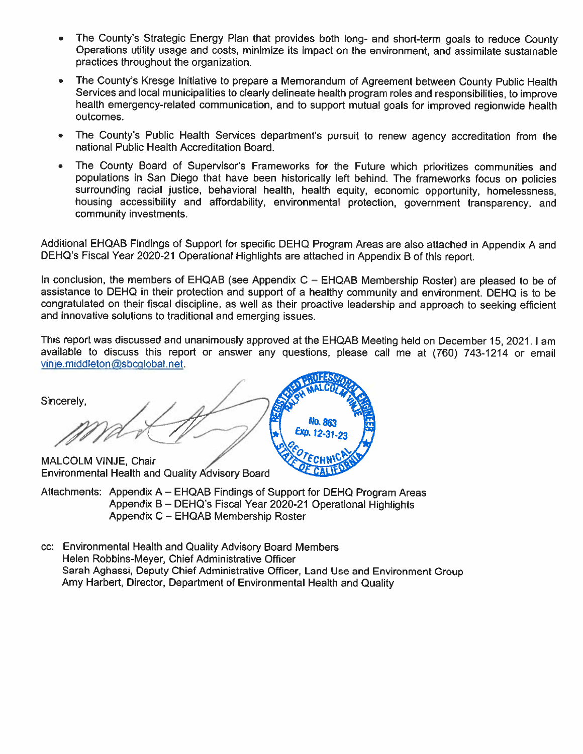- The County's Strategic Energy Plan that provides both long- and short-term goals to reduce County Operations utility usage and costs, minimize its impact on the environment, and assimilate sustainable practices throughout the organization.
- The County's Kresge Initiative to prepare a Memorandum of Agreement between County Public Health Services and local municipalities to clearly delineate health program roles and responsibilities, to improve health emergency-related communication, and to support mutual goals for improved regionwide health outcomes.
- The County's Public Health Services department's pursuit to renew agency accreditation from the national Public Health Accreditation Board.
- The County Board of Supervisor's Frameworks for the Future which prioritizes communities and populations in San Diego that have been historically left behind. The frameworks focus on policies surrounding racial justice, behavioral health, health equity, economic opportunity, homelessness, housing accessibility and affordability, environmental protection, government transparency, and community investments.

Additional EHQAB Findings of Support for specific DEHQ Program Areas are also attached in Appendix A and DEHQ's Fiscal Year 2020-21 Operational Highlights are attached in Appendix B of this report.

In conclusion, the members of EHQAB (see Appendix C – EHQAB Membership Roster) are pleased to be of assistance to DEHQ in their protection and support of a healthy community and environment. DEHQ is to be congratulated on their fiscal discipline, as well as their proactive leadership and approach to seeking efficient and innovative solutions to traditional and emerging issues.

This report was discussed and unanimously approved at the EHQAB Meeting held on December 15, 2021. I am available to discuss this report or answer any questions, please call me at (760) 743-1214 or email vinje.middleton@sbcglobal.net.

Sincerely,

MALCOLM VINJE, Chair
Environmental Health and Quality Advisory Board

Attachments: Appendix A – EHQAB Findings of Support for DEHQ Program Areas
Appendix B – DEHQ's Fiscal Year 2020-21 Operational Highlights
Appendix C – EHQAB Membership Roster

cc: Environmental Health and Quality Advisory Board Members
Helen Robbins-Meyer, Chief Administrative Officer
Sarah Aghassi, Deputy Chief Administrative Officer, Land Use and Environment Group
Amy Harbert, Director, Department of Environmental Health and Quality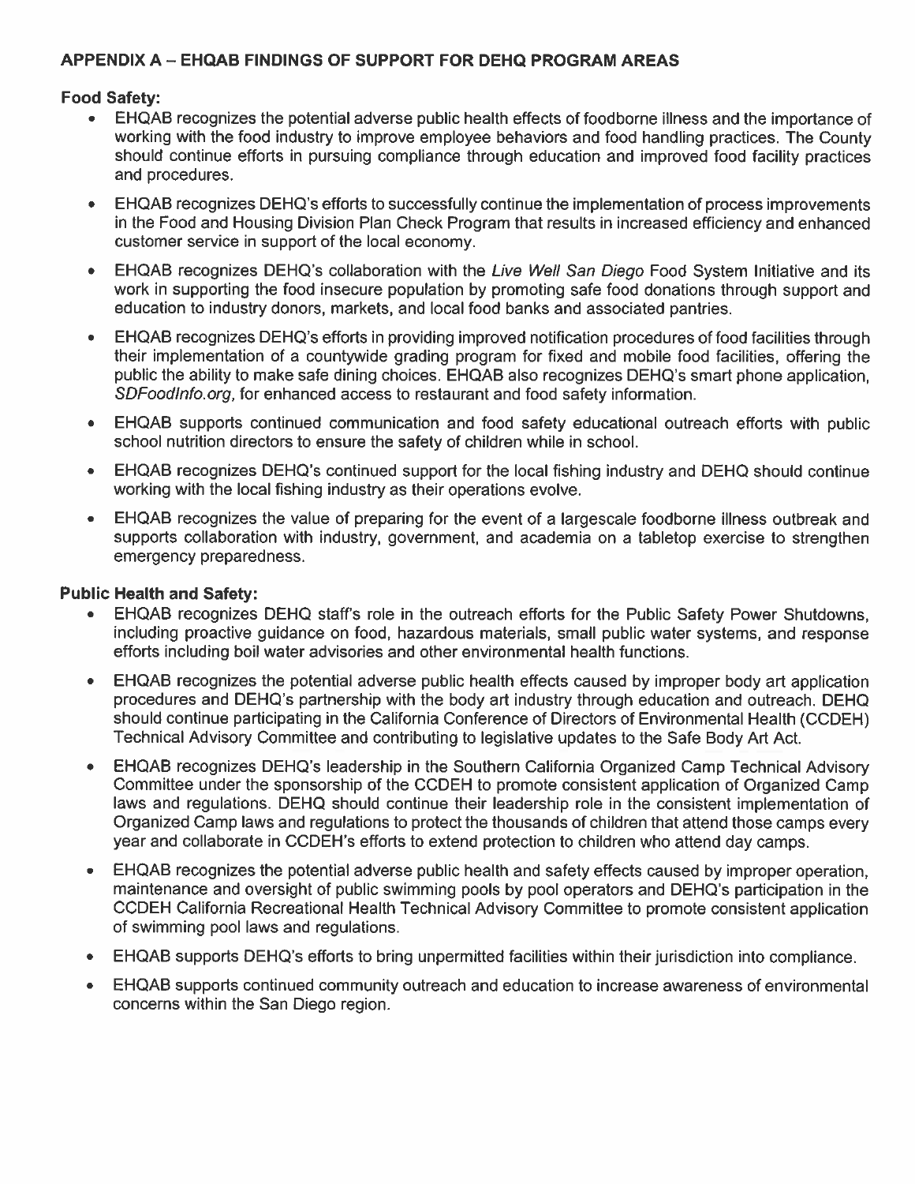## APPENDIX A – EHQAB FINDINGS OF SUPPORT FOR DEHQ PROGRAM AREAS

**Food Safety:**

- EHQAB recognizes the potential adverse public health effects of foodborne illness and the importance of working with the food industry to improve employee behaviors and food handling practices. The County should continue efforts in pursuing compliance through education and improved food facility practices and procedures.
- EHQAB recognizes DEHQ's efforts to successfully continue the implementation of process improvements in the Food and Housing Division Plan Check Program that results in increased efficiency and enhanced customer service in support of the local economy.
- EHQAB recognizes DEHQ's collaboration with the *Live Well San Diego* Food System Initiative and its work in supporting the food insecure population by promoting safe food donations through support and education to industry donors, markets, and local food banks and associated pantries.
- EHQAB recognizes DEHQ's efforts in providing improved notification procedures of food facilities through their implementation of a countywide grading program for fixed and mobile food facilities, offering the public the ability to make safe dining choices. EHQAB also recognizes DEHQ's smart phone application, *SDFoodInfo.org*, for enhanced access to restaurant and food safety information.
- EHQAB supports continued communication and food safety educational outreach efforts with public school nutrition directors to ensure the safety of children while in school.
- EHQAB recognizes DEHQ's continued support for the local fishing industry and DEHQ should continue working with the local fishing industry as their operations evolve.
- EHQAB recognizes the value of preparing for the event of a largescale foodborne illness outbreak and supports collaboration with industry, government, and academia on a tabletop exercise to strengthen emergency preparedness.

**Public Health and Safety:**

- EHQAB recognizes DEHQ staff's role in the outreach efforts for the Public Safety Power Shutdowns, including proactive guidance on food, hazardous materials, small public water systems, and response efforts including boil water advisories and other environmental health functions.
- EHQAB recognizes the potential adverse public health effects caused by improper body art application procedures and DEHQ's partnership with the body art industry through education and outreach. DEHQ should continue participating in the California Conference of Directors of Environmental Health (CCDEH) Technical Advisory Committee and contributing to legislative updates to the Safe Body Art Act.
- EHQAB recognizes DEHQ's leadership in the Southern California Organized Camp Technical Advisory Committee under the sponsorship of the CCDEH to promote consistent application of Organized Camp laws and regulations. DEHQ should continue their leadership role in the consistent implementation of Organized Camp laws and regulations to protect the thousands of children that attend those camps every year and collaborate in CCDEH's efforts to extend protection to children who attend day camps.
- EHQAB recognizes the potential adverse public health and safety effects caused by improper operation, maintenance and oversight of public swimming pools by pool operators and DEHQ's participation in the CCDEH California Recreational Health Technical Advisory Committee to promote consistent application of swimming pool laws and regulations.
- EHQAB supports DEHQ's efforts to bring unpermitted facilities within their jurisdiction into compliance.
- EHQAB supports continued community outreach and education to increase awareness of environmental concerns within the San Diego region.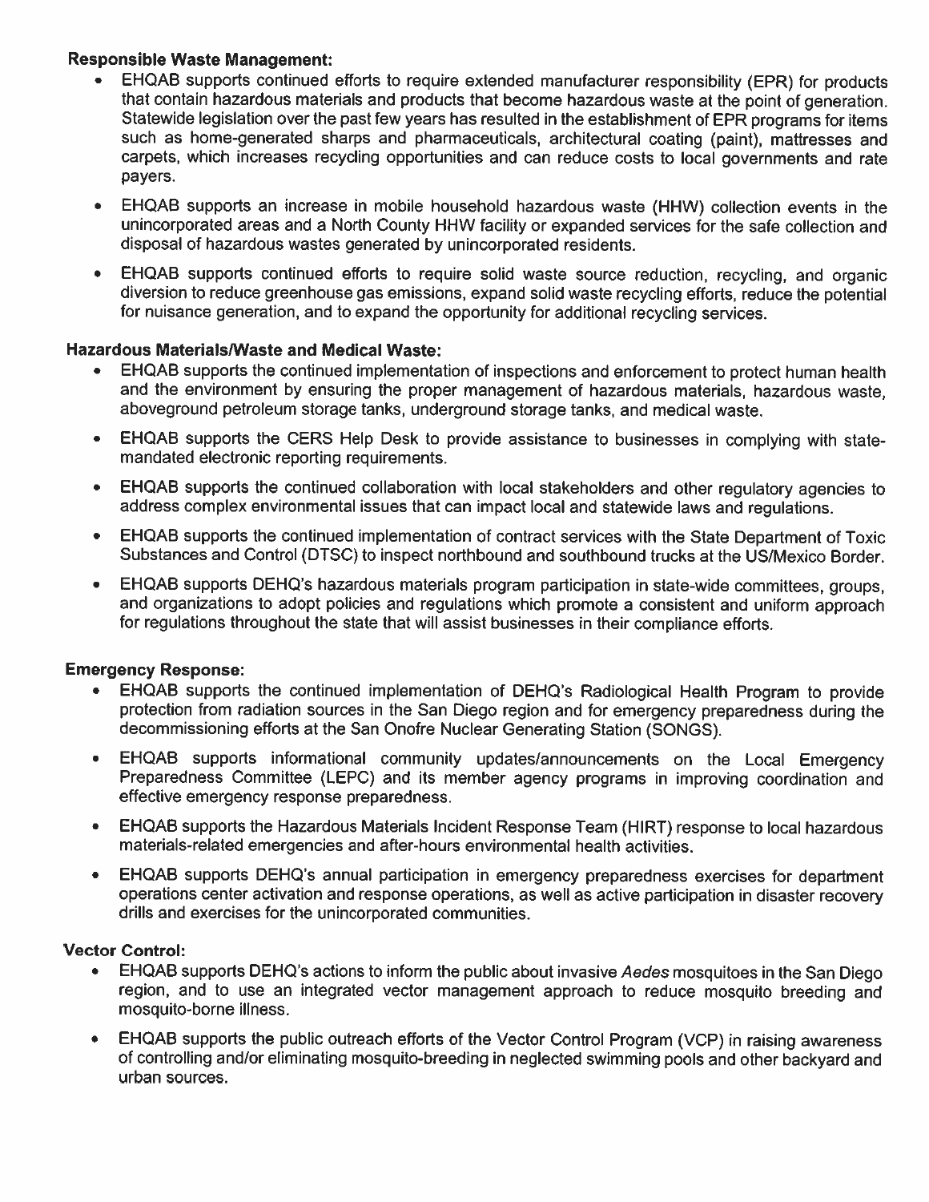**Responsible Waste Management:**

- EHQAB supports continued efforts to require extended manufacturer responsibility (EPR) for products that contain hazardous materials and products that become hazardous waste at the point of generation. Statewide legislation over the past few years has resulted in the establishment of EPR programs for items such as home-generated sharps and pharmaceuticals, architectural coating (paint), mattresses and carpets, which increases recycling opportunities and can reduce costs to local governments and rate payers.
- EHQAB supports an increase in mobile household hazardous waste (HHW) collection events in the unincorporated areas and a North County HHW facility or expanded services for the safe collection and disposal of hazardous wastes generated by unincorporated residents.
- EHQAB supports continued efforts to require solid waste source reduction, recycling, and organic diversion to reduce greenhouse gas emissions, expand solid waste recycling efforts, reduce the potential for nuisance generation, and to expand the opportunity for additional recycling services.

**Hazardous Materials/Waste and Medical Waste:**

- EHQAB supports the continued implementation of inspections and enforcement to protect human health and the environment by ensuring the proper management of hazardous materials, hazardous waste, aboveground petroleum storage tanks, underground storage tanks, and medical waste.
- EHQAB supports the CERS Help Desk to provide assistance to businesses in complying with state-mandated electronic reporting requirements.
- EHQAB supports the continued collaboration with local stakeholders and other regulatory agencies to address complex environmental issues that can impact local and statewide laws and regulations.
- EHQAB supports the continued implementation of contract services with the State Department of Toxic Substances and Control (DTSC) to inspect northbound and southbound trucks at the US/Mexico Border.
- EHQAB supports DEHQ's hazardous materials program participation in state-wide committees, groups, and organizations to adopt policies and regulations which promote a consistent and uniform approach for regulations throughout the state that will assist businesses in their compliance efforts.

**Emergency Response:**

- EHQAB supports the continued implementation of DEHQ's Radiological Health Program to provide protection from radiation sources in the San Diego region and for emergency preparedness during the decommissioning efforts at the San Onofre Nuclear Generating Station (SONGS).
- EHQAB supports informational community updates/announcements on the Local Emergency Preparedness Committee (LEPC) and its member agency programs in improving coordination and effective emergency response preparedness.
- EHQAB supports the Hazardous Materials Incident Response Team (HIRT) response to local hazardous materials-related emergencies and after-hours environmental health activities.
- EHQAB supports DEHQ's annual participation in emergency preparedness exercises for department operations center activation and response operations, as well as active participation in disaster recovery drills and exercises for the unincorporated communities.

**Vector Control:**

- EHQAB supports DEHQ's actions to inform the public about invasive *Aedes* mosquitoes in the San Diego region, and to use an integrated vector management approach to reduce mosquito breeding and mosquito-borne illness.
- EHQAB supports the public outreach efforts of the Vector Control Program (VCP) in raising awareness of controlling and/or eliminating mosquito-breeding in neglected swimming pools and other backyard and urban sources.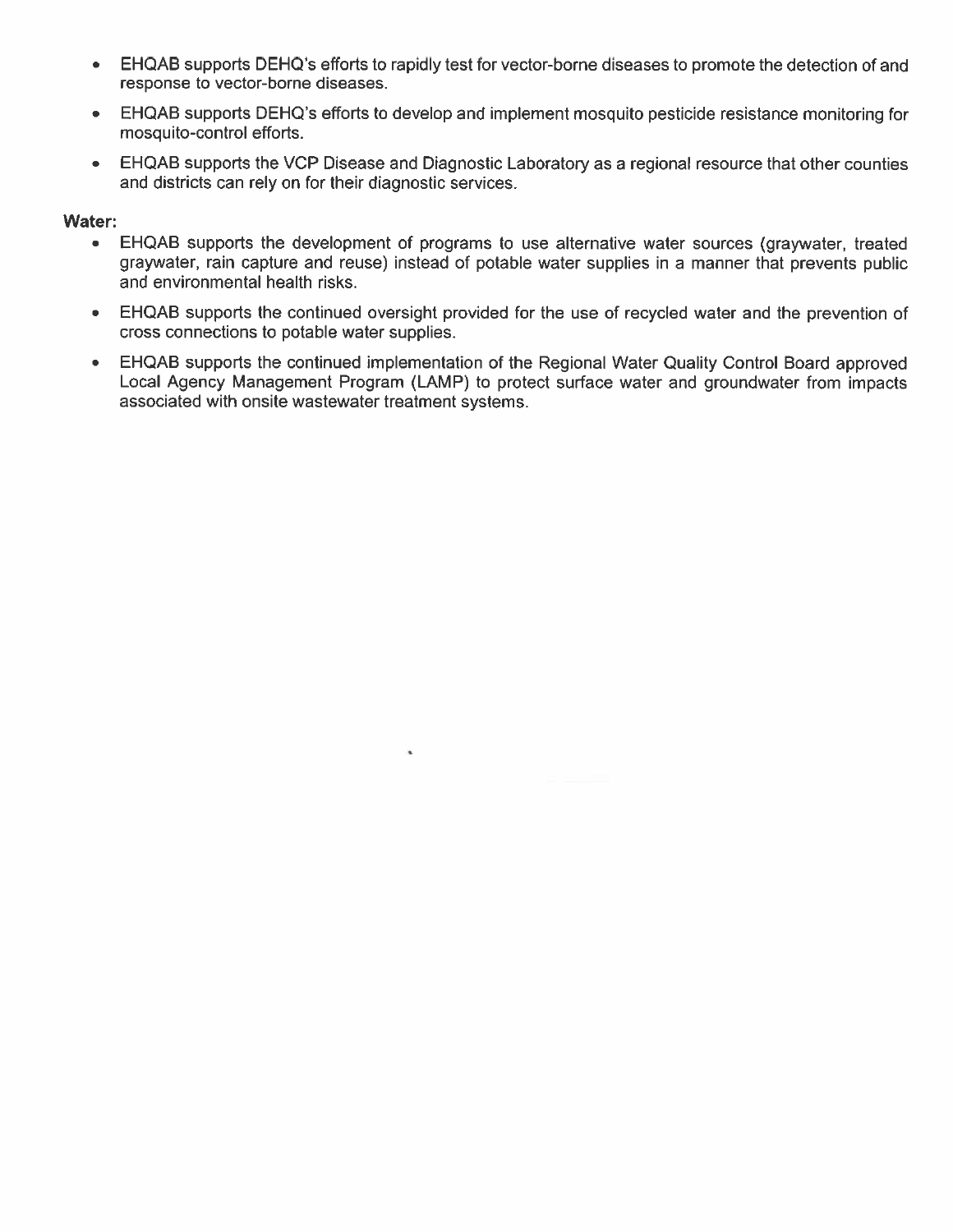- EHQAB supports DEHQ's efforts to rapidly test for vector-borne diseases to promote the detection of and response to vector-borne diseases.
- EHQAB supports DEHQ's efforts to develop and implement mosquito pesticide resistance monitoring for mosquito-control efforts.
- EHQAB supports the VCP Disease and Diagnostic Laboratory as a regional resource that other counties and districts can rely on for their diagnostic services.

**Water:**

- EHQAB supports the development of programs to use alternative water sources (graywater, treated graywater, rain capture and reuse) instead of potable water supplies in a manner that prevents public and environmental health risks.
- EHQAB supports the continued oversight provided for the use of recycled water and the prevention of cross connections to potable water supplies.
- EHQAB supports the continued implementation of the Regional Water Quality Control Board approved Local Agency Management Program (LAMP) to protect surface water and groundwater from impacts associated with onsite wastewater treatment systems.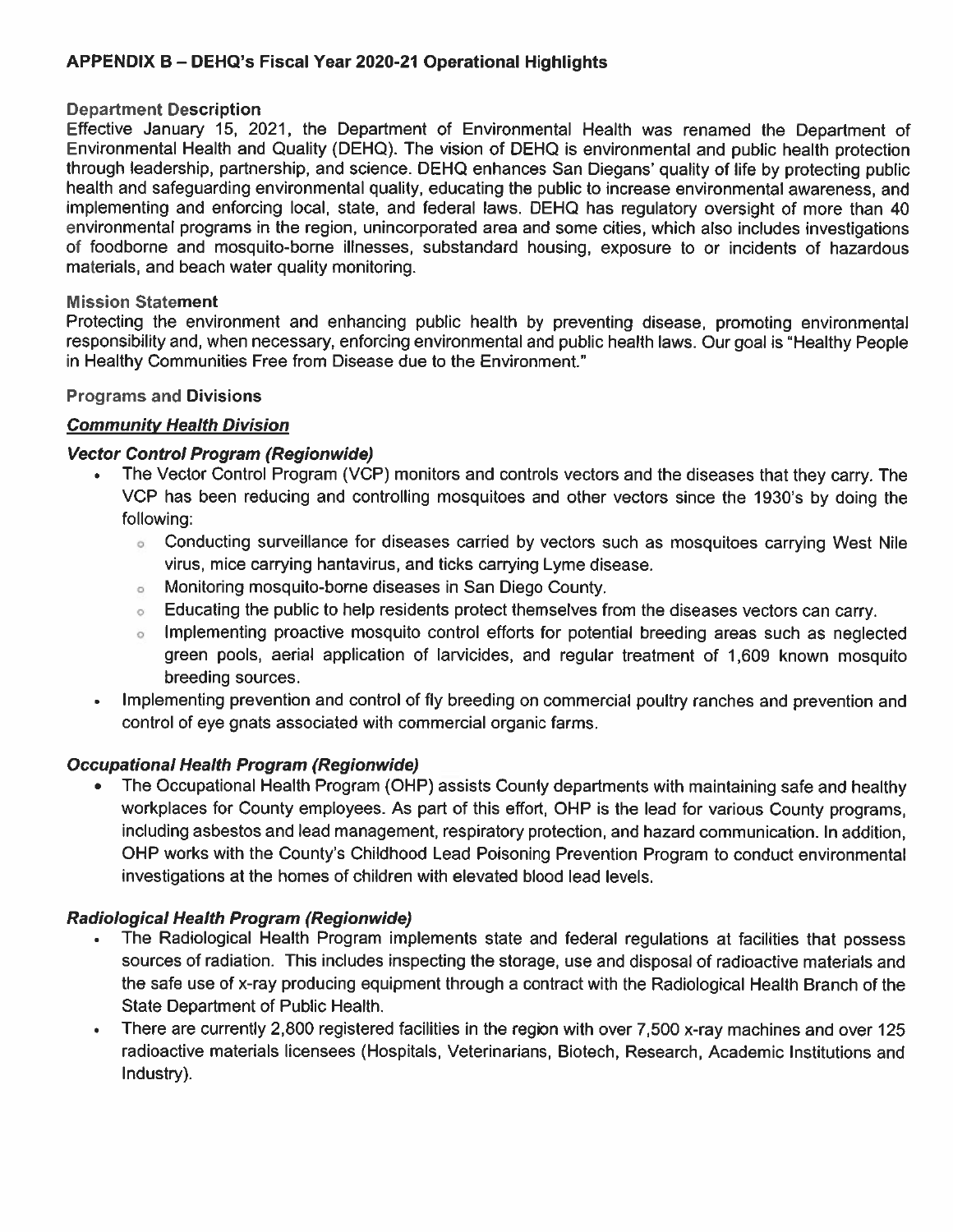## APPENDIX B – DEHQ's Fiscal Year 2020-21 Operational Highlights

### Department Description

Effective January 15, 2021, the Department of Environmental Health was renamed the Department of Environmental Health and Quality (DEHQ). The vision of DEHQ is environmental and public health protection through leadership, partnership, and science. DEHQ enhances San Diegans' quality of life by protecting public health and safeguarding environmental quality, educating the public to increase environmental awareness, and implementing and enforcing local, state, and federal laws. DEHQ has regulatory oversight of more than 40 environmental programs in the region, unincorporated area and some cities, which also includes investigations of foodborne and mosquito-borne illnesses, substandard housing, exposure to or incidents of hazardous materials, and beach water quality monitoring.

### Mission Statement

Protecting the environment and enhancing public health by preventing disease, promoting environmental responsibility and, when necessary, enforcing environmental and public health laws. Our goal is "Healthy People in Healthy Communities Free from Disease due to the Environment."

### Programs and Divisions

***Community Health Division***

***Vector Control Program (Regionwide)***

- The Vector Control Program (VCP) monitors and controls vectors and the diseases that they carry. The VCP has been reducing and controlling mosquitoes and other vectors since the 1930's by doing the following:
  - Conducting surveillance for diseases carried by vectors such as mosquitoes carrying West Nile virus, mice carrying hantavirus, and ticks carrying Lyme disease.
  - Monitoring mosquito-borne diseases in San Diego County.
  - Educating the public to help residents protect themselves from the diseases vectors can carry.
  - Implementing proactive mosquito control efforts for potential breeding areas such as neglected green pools, aerial application of larvicides, and regular treatment of 1,609 known mosquito breeding sources.
- Implementing prevention and control of fly breeding on commercial poultry ranches and prevention and control of eye gnats associated with commercial organic farms.

***Occupational Health Program (Regionwide)***

- The Occupational Health Program (OHP) assists County departments with maintaining safe and healthy workplaces for County employees. As part of this effort, OHP is the lead for various County programs, including asbestos and lead management, respiratory protection, and hazard communication. In addition, OHP works with the County's Childhood Lead Poisoning Prevention Program to conduct environmental investigations at the homes of children with elevated blood lead levels.

***Radiological Health Program (Regionwide)***

- The Radiological Health Program implements state and federal regulations at facilities that possess sources of radiation. This includes inspecting the storage, use and disposal of radioactive materials and the safe use of x-ray producing equipment through a contract with the Radiological Health Branch of the State Department of Public Health.
- There are currently 2,800 registered facilities in the region with over 7,500 x-ray machines and over 125 radioactive materials licensees (Hospitals, Veterinarians, Biotech, Research, Academic Institutions and Industry).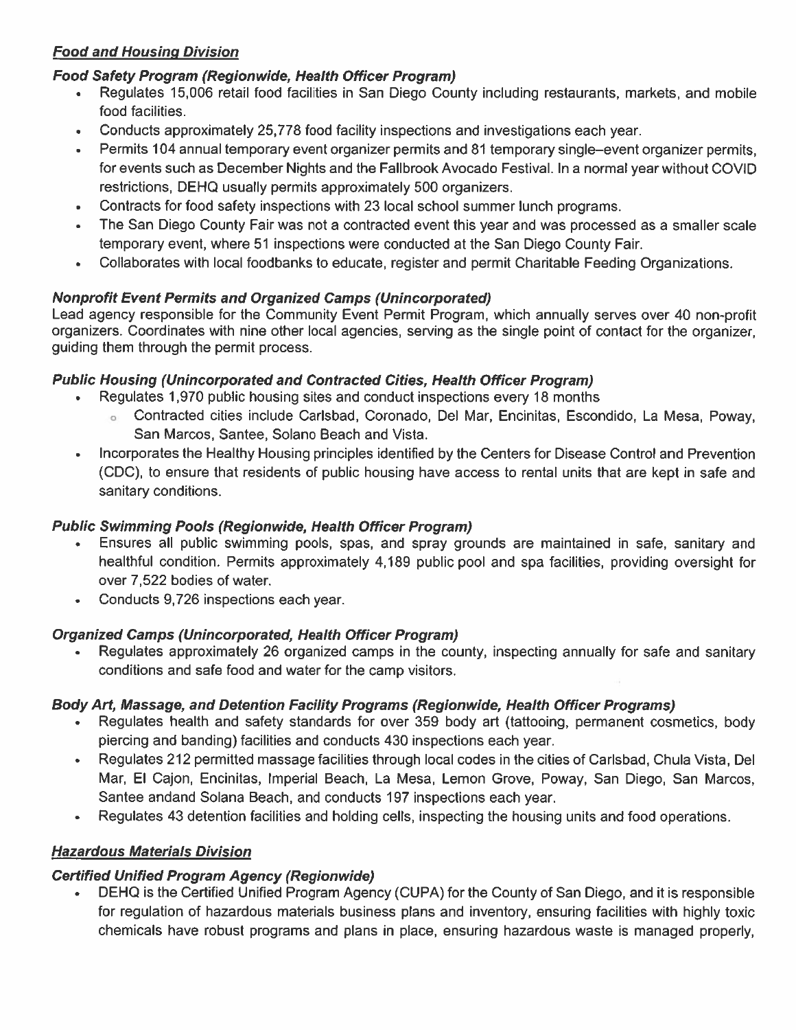## ***Food and Housing Division***

### ***Food Safety Program (Regionwide, Health Officer Program)***

- Regulates 15,006 retail food facilities in San Diego County including restaurants, markets, and mobile food facilities.
- Conducts approximately 25,778 food facility inspections and investigations each year.
- Permits 104 annual temporary event organizer permits and 81 temporary single–event organizer permits, for events such as December Nights and the Fallbrook Avocado Festival. In a normal year without COVID restrictions, DEHQ usually permits approximately 500 organizers.
- Contracts for food safety inspections with 23 local school summer lunch programs.
- The San Diego County Fair was not a contracted event this year and was processed as a smaller scale temporary event, where 51 inspections were conducted at the San Diego County Fair.
- Collaborates with local foodbanks to educate, register and permit Charitable Feeding Organizations.

### ***Nonprofit Event Permits and Organized Camps (Unincorporated)***

Lead agency responsible for the Community Event Permit Program, which annually serves over 40 non-profit organizers. Coordinates with nine other local agencies, serving as the single point of contact for the organizer, guiding them through the permit process.

### ***Public Housing (Unincorporated and Contracted Cities, Health Officer Program)***

- Regulates 1,970 public housing sites and conduct inspections every 18 months
  - Contracted cities include Carlsbad, Coronado, Del Mar, Encinitas, Escondido, La Mesa, Poway, San Marcos, Santee, Solano Beach and Vista.
- Incorporates the Healthy Housing principles identified by the Centers for Disease Control and Prevention (CDC), to ensure that residents of public housing have access to rental units that are kept in safe and sanitary conditions.

### ***Public Swimming Pools (Regionwide, Health Officer Program)***

- Ensures all public swimming pools, spas, and spray grounds are maintained in safe, sanitary and healthful condition. Permits approximately 4,189 public pool and spa facilities, providing oversight for over 7,522 bodies of water.
- Conducts 9,726 inspections each year.

### ***Organized Camps (Unincorporated, Health Officer Program)***

- Regulates approximately 26 organized camps in the county, inspecting annually for safe and sanitary conditions and safe food and water for the camp visitors.

### ***Body Art, Massage, and Detention Facility Programs (Regionwide, Health Officer Programs)***

- Regulates health and safety standards for over 359 body art (tattooing, permanent cosmetics, body piercing and banding) facilities and conducts 430 inspections each year.
- Regulates 212 permitted massage facilities through local codes in the cities of Carlsbad, Chula Vista, Del Mar, El Cajon, Encinitas, Imperial Beach, La Mesa, Lemon Grove, Poway, San Diego, San Marcos, Santee andand Solana Beach, and conducts 197 inspections each year.
- Regulates 43 detention facilities and holding cells, inspecting the housing units and food operations.

## ***Hazardous Materials Division***

### ***Certified Unified Program Agency (Regionwide)***

- DEHQ is the Certified Unified Program Agency (CUPA) for the County of San Diego, and it is responsible for regulation of hazardous materials business plans and inventory, ensuring facilities with highly toxic chemicals have robust programs and plans in place, ensuring hazardous waste is managed properly,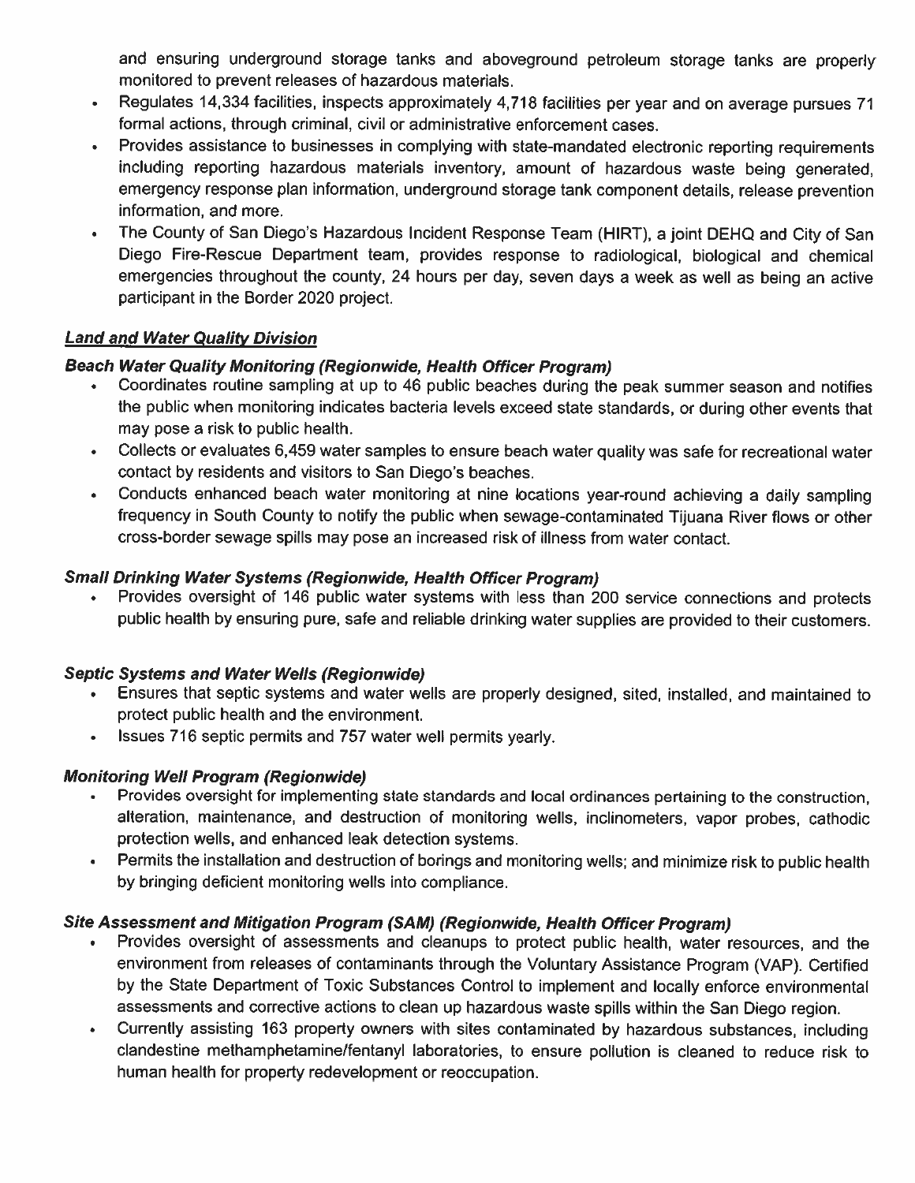and ensuring underground storage tanks and aboveground petroleum storage tanks are properly monitored to prevent releases of hazardous materials.

- Regulates 14,334 facilities, inspects approximately 4,718 facilities per year and on average pursues 71 formal actions, through criminal, civil or administrative enforcement cases.
- Provides assistance to businesses in complying with state-mandated electronic reporting requirements including reporting hazardous materials inventory, amount of hazardous waste being generated, emergency response plan information, underground storage tank component details, release prevention information, and more.
- The County of San Diego's Hazardous Incident Response Team (HIRT), a joint DEHQ and City of San Diego Fire-Rescue Department team, provides response to radiological, biological and chemical emergencies throughout the county, 24 hours per day, seven days a week as well as being an active participant in the Border 2020 project.

***Land and Water Quality Division***

***Beach Water Quality Monitoring (Regionwide, Health Officer Program)***

- Coordinates routine sampling at up to 46 public beaches during the peak summer season and notifies the public when monitoring indicates bacteria levels exceed state standards, or during other events that may pose a risk to public health.
- Collects or evaluates 6,459 water samples to ensure beach water quality was safe for recreational water contact by residents and visitors to San Diego's beaches.
- Conducts enhanced beach water monitoring at nine locations year-round achieving a daily sampling frequency in South County to notify the public when sewage-contaminated Tijuana River flows or other cross-border sewage spills may pose an increased risk of illness from water contact.

***Small Drinking Water Systems (Regionwide, Health Officer Program)***

- Provides oversight of 146 public water systems with less than 200 service connections and protects public health by ensuring pure, safe and reliable drinking water supplies are provided to their customers.

***Septic Systems and Water Wells (Regionwide)***

- Ensures that septic systems and water wells are properly designed, sited, installed, and maintained to protect public health and the environment.
- Issues 716 septic permits and 757 water well permits yearly.

***Monitoring Well Program (Regionwide)***

- Provides oversight for implementing state standards and local ordinances pertaining to the construction, alteration, maintenance, and destruction of monitoring wells, inclinometers, vapor probes, cathodic protection wells, and enhanced leak detection systems.
- Permits the installation and destruction of borings and monitoring wells; and minimize risk to public health by bringing deficient monitoring wells into compliance.

***Site Assessment and Mitigation Program (SAM) (Regionwide, Health Officer Program)***

- Provides oversight of assessments and cleanups to protect public health, water resources, and the environment from releases of contaminants through the Voluntary Assistance Program (VAP). Certified by the State Department of Toxic Substances Control to implement and locally enforce environmental assessments and corrective actions to clean up hazardous waste spills within the San Diego region.
- Currently assisting 163 property owners with sites contaminated by hazardous substances, including clandestine methamphetamine/fentanyl laboratories, to ensure pollution is cleaned to reduce risk to human health for property redevelopment or reoccupation.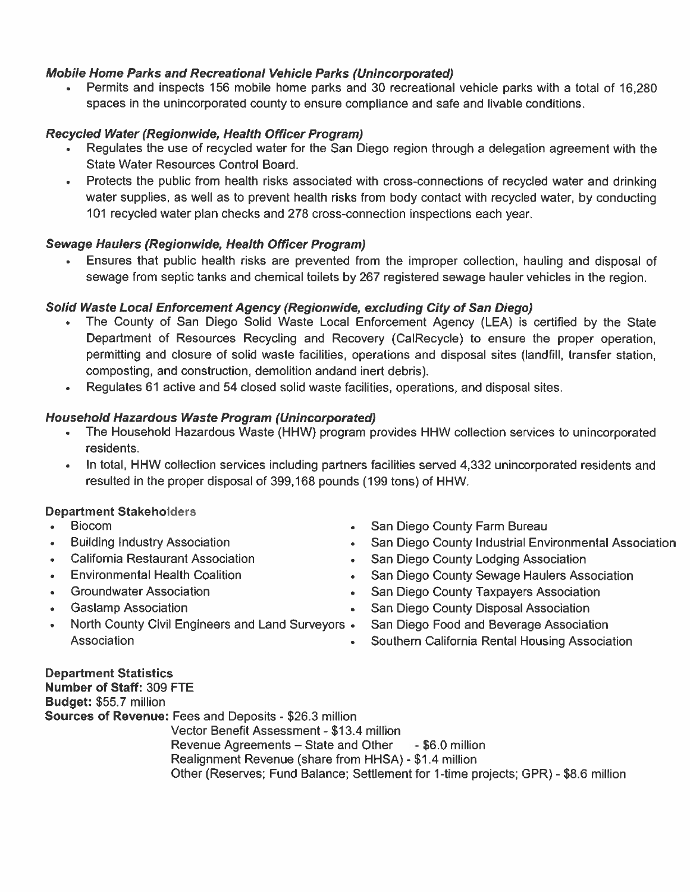***Mobile Home Parks and Recreational Vehicle Parks (Unincorporated)***

- Permits and inspects 156 mobile home parks and 30 recreational vehicle parks with a total of 16,280 spaces in the unincorporated county to ensure compliance and safe and livable conditions.

***Recycled Water (Regionwide, Health Officer Program)***

- Regulates the use of recycled water for the San Diego region through a delegation agreement with the State Water Resources Control Board.
- Protects the public from health risks associated with cross-connections of recycled water and drinking water supplies, as well as to prevent health risks from body contact with recycled water, by conducting 101 recycled water plan checks and 278 cross-connection inspections each year.

***Sewage Haulers (Regionwide, Health Officer Program)***

- Ensures that public health risks are prevented from the improper collection, hauling and disposal of sewage from septic tanks and chemical toilets by 267 registered sewage hauler vehicles in the region.

***Solid Waste Local Enforcement Agency (Regionwide, excluding City of San Diego)***

- The County of San Diego Solid Waste Local Enforcement Agency (LEA) is certified by the State Department of Resources Recycling and Recovery (CalRecycle) to ensure the proper operation, permitting and closure of solid waste facilities, operations and disposal sites (landfill, transfer station, composting, and construction, demolition andand inert debris).
- Regulates 61 active and 54 closed solid waste facilities, operations, and disposal sites.

***Household Hazardous Waste Program (Unincorporated)***

- The Household Hazardous Waste (HHW) program provides HHW collection services to unincorporated residents.
- In total, HHW collection services including partners facilities served 4,332 unincorporated residents and resulted in the proper disposal of 399,168 pounds (199 tons) of HHW.

**Department Stakeholders**

- Biocom
- Building Industry Association
- California Restaurant Association
- Environmental Health Coalition
- Groundwater Association
- Gaslamp Association
- North County Civil Engineers and Land Surveyors Association
- San Diego County Farm Bureau
- San Diego County Industrial Environmental Association
- San Diego County Lodging Association
- San Diego County Sewage Haulers Association
- San Diego County Taxpayers Association
- San Diego County Disposal Association
- San Diego Food and Beverage Association
- Southern California Rental Housing Association

**Department Statistics**
**Number of Staff:** 309 FTE
**Budget:** $55.7 million
**Sources of Revenue:** Fees and Deposits - $26.3 million
Vector Benefit Assessment - $13.4 million
Revenue Agreements – State and Other - $6.0 million
Realignment Revenue (share from HHSA) - $1.4 million
Other (Reserves; Fund Balance; Settlement for 1-time projects; GPR) - $8.6 million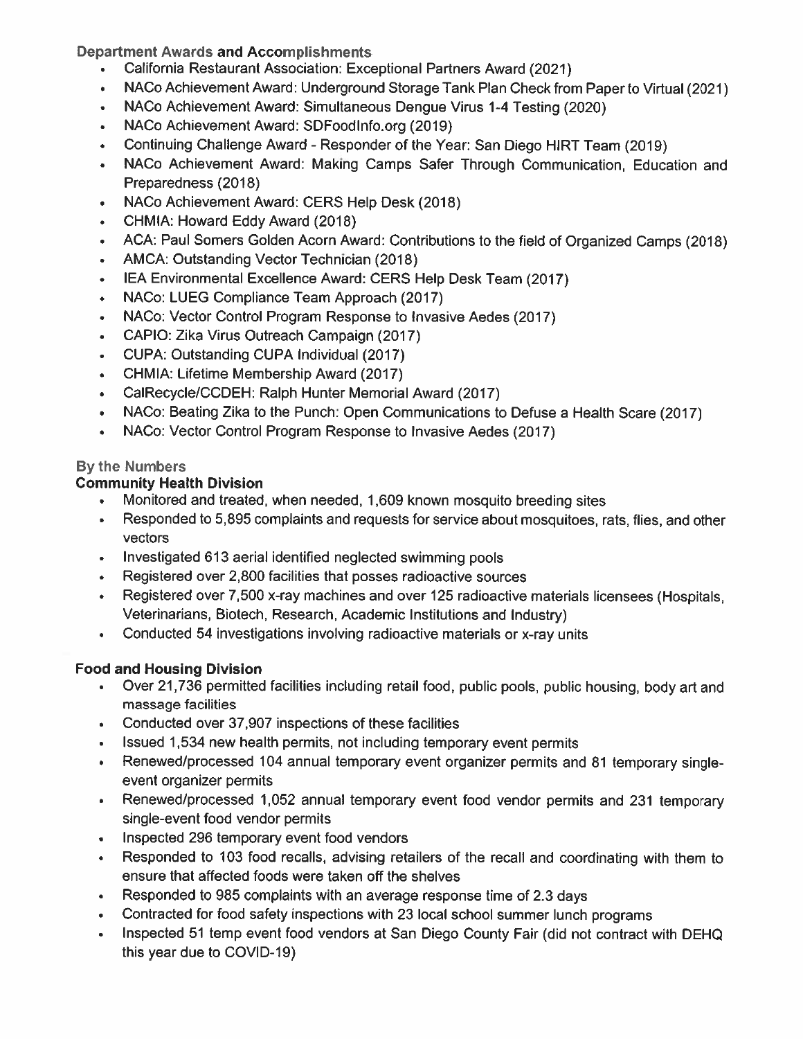### Department Awards and Accomplishments

- California Restaurant Association: Exceptional Partners Award (2021)
- NACo Achievement Award: Underground Storage Tank Plan Check from Paper to Virtual (2021)
- NACo Achievement Award: Simultaneous Dengue Virus 1-4 Testing (2020)
- NACo Achievement Award: SDFoodInfo.org (2019)
- Continuing Challenge Award - Responder of the Year: San Diego HIRT Team (2019)
- NACo Achievement Award: Making Camps Safer Through Communication, Education and Preparedness (2018)
- NACo Achievement Award: CERS Help Desk (2018)
- CHMIA: Howard Eddy Award (2018)
- ACA: Paul Somers Golden Acorn Award: Contributions to the field of Organized Camps (2018)
- AMCA: Outstanding Vector Technician (2018)
- IEA Environmental Excellence Award: CERS Help Desk Team (2017)
- NACo: LUEG Compliance Team Approach (2017)
- NACo: Vector Control Program Response to Invasive Aedes (2017)
- CAPIO: Zika Virus Outreach Campaign (2017)
- CUPA: Outstanding CUPA Individual (2017)
- CHMIA: Lifetime Membership Award (2017)
- CalRecycle/CCDEH: Ralph Hunter Memorial Award (2017)
- NACo: Beating Zika to the Punch: Open Communications to Defuse a Health Scare (2017)
- NACo: Vector Control Program Response to Invasive Aedes (2017)

### By the Numbers

#### Community Health Division

- Monitored and treated, when needed, 1,609 known mosquito breeding sites
- Responded to 5,895 complaints and requests for service about mosquitoes, rats, flies, and other vectors
- Investigated 613 aerial identified neglected swimming pools
- Registered over 2,800 facilities that posses radioactive sources
- Registered over 7,500 x-ray machines and over 125 radioactive materials licensees (Hospitals, Veterinarians, Biotech, Research, Academic Institutions and Industry)
- Conducted 54 investigations involving radioactive materials or x-ray units

#### Food and Housing Division

- Over 21,736 permitted facilities including retail food, public pools, public housing, body art and massage facilities
- Conducted over 37,907 inspections of these facilities
- Issued 1,534 new health permits, not including temporary event permits
- Renewed/processed 104 annual temporary event organizer permits and 81 temporary single-event organizer permits
- Renewed/processed 1,052 annual temporary event food vendor permits and 231 temporary single-event food vendor permits
- Inspected 296 temporary event food vendors
- Responded to 103 food recalls, advising retailers of the recall and coordinating with them to ensure that affected foods were taken off the shelves
- Responded to 985 complaints with an average response time of 2.3 days
- Contracted for food safety inspections with 23 local school summer lunch programs
- Inspected 51 temp event food vendors at San Diego County Fair (did not contract with DEHQ this year due to COVID-19)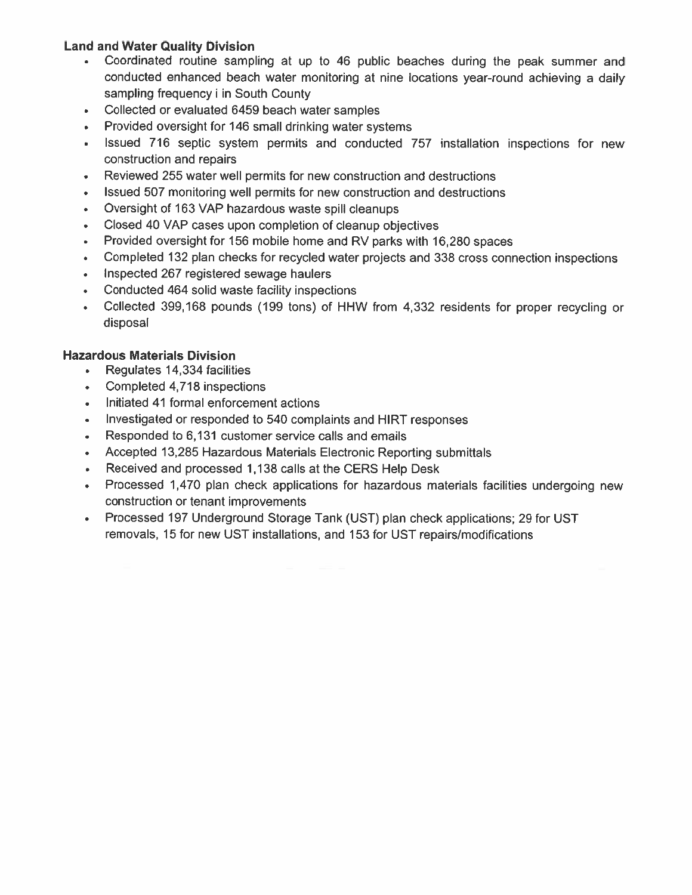**Land and Water Quality Division**

- Coordinated routine sampling at up to 46 public beaches during the peak summer and conducted enhanced beach water monitoring at nine locations year-round achieving a daily sampling frequency i in South County
- Collected or evaluated 6459 beach water samples
- Provided oversight for 146 small drinking water systems
- Issued 716 septic system permits and conducted 757 installation inspections for new construction and repairs
- Reviewed 255 water well permits for new construction and destructions
- Issued 507 monitoring well permits for new construction and destructions
- Oversight of 163 VAP hazardous waste spill cleanups
- Closed 40 VAP cases upon completion of cleanup objectives
- Provided oversight for 156 mobile home and RV parks with 16,280 spaces
- Completed 132 plan checks for recycled water projects and 338 cross connection inspections
- Inspected 267 registered sewage haulers
- Conducted 464 solid waste facility inspections
- Collected 399,168 pounds (199 tons) of HHW from 4,332 residents for proper recycling or disposal

**Hazardous Materials Division**

- Regulates 14,334 facilities
- Completed 4,718 inspections
- Initiated 41 formal enforcement actions
- Investigated or responded to 540 complaints and HIRT responses
- Responded to 6,131 customer service calls and emails
- Accepted 13,285 Hazardous Materials Electronic Reporting submittals
- Received and processed 1,138 calls at the CERS Help Desk
- Processed 1,470 plan check applications for hazardous materials facilities undergoing new construction or tenant improvements
- Processed 197 Underground Storage Tank (UST) plan check applications; 29 for UST removals, 15 for new UST installations, and 153 for UST repairs/modifications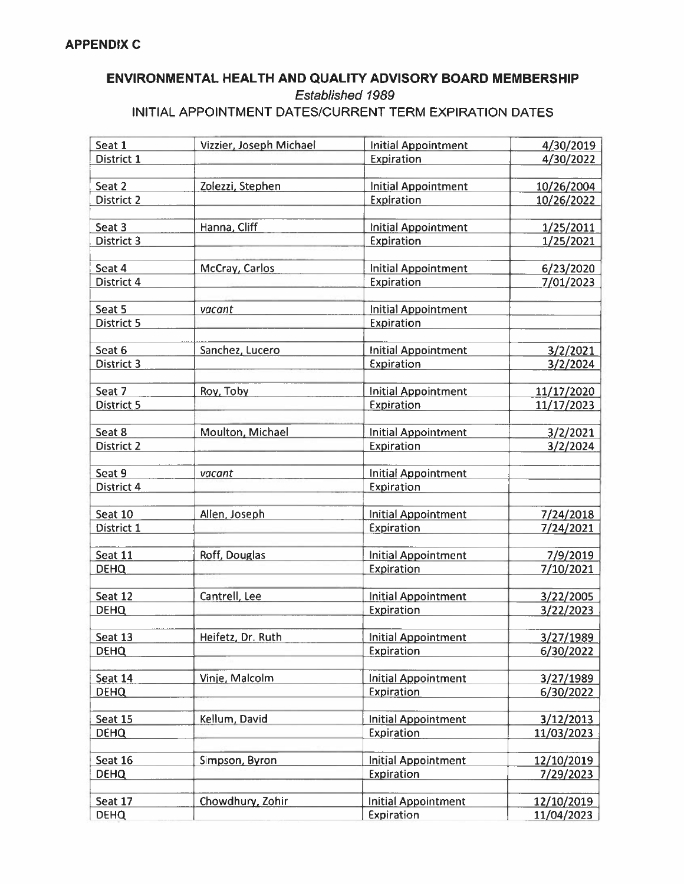**APPENDIX C**

## ENVIRONMENTAL HEALTH AND QUALITY ADVISORY BOARD MEMBERSHIP

*Established 1989*

INITIAL APPOINTMENT DATES/CURRENT TERM EXPIRATION DATES

| | | | |
|---|---|---|---|
| Seat 1 | Vizzier, Joseph Michael | Initial Appointment | 4/30/2019 |
| District 1 | | Expiration | 4/30/2022 |
| Seat 2 | Zolezzi, Stephen | Initial Appointment | 10/26/2004 |
| District 2 | | Expiration | 10/26/2022 |
| Seat 3 | Hanna, Cliff | Initial Appointment | 1/25/2011 |
| District 3 | | Expiration | 1/25/2021 |
| Seat 4 | McCray, Carlos | Initial Appointment | 6/23/2020 |
| District 4 | | Expiration | 7/01/2023 |
| Seat 5 | *vacant* | Initial Appointment | |
| District 5 | | Expiration | |
| Seat 6 | Sanchez, Lucero | Initial Appointment | 3/2/2021 |
| District 3 | | Expiration | 3/2/2024 |
| Seat 7 | Roy, Toby | Initial Appointment | 11/17/2020 |
| District 5 | | Expiration | 11/17/2023 |
| Seat 8 | Moulton, Michael | Initial Appointment | 3/2/2021 |
| District 2 | | Expiration | 3/2/2024 |
| Seat 9 | *vacant* | Initial Appointment | |
| District 4 | | Expiration | |
| Seat 10 | Allen, Joseph | Initial Appointment | 7/24/2018 |
| District 1 | | Expiration | 7/24/2021 |
| Seat 11 | Roff, Douglas | Initial Appointment | 7/9/2019 |
| DEHQ | | Expiration | 7/10/2021 |
| Seat 12 | Cantrell, Lee | Initial Appointment | 3/22/2005 |
| DEHQ | | Expiration | 3/22/2023 |
| Seat 13 | Heifetz, Dr. Ruth | Initial Appointment | 3/27/1989 |
| DEHQ | | Expiration | 6/30/2022 |
| Seat 14 | Vinje, Malcolm | Initial Appointment | 3/27/1989 |
| DEHQ | | Expiration | 6/30/2022 |
| Seat 15 | Kellum, David | Initial Appointment | 3/12/2013 |
| DEHQ | | Expiration | 11/03/2023 |
| Seat 16 | Simpson, Byron | Initial Appointment | 12/10/2019 |
| DEHQ | | Expiration | 7/29/2023 |
| Seat 17 | Chowdhury, Zohir | Initial Appointment | 12/10/2019 |
| DEHQ | | Expiration | 11/04/2023 |